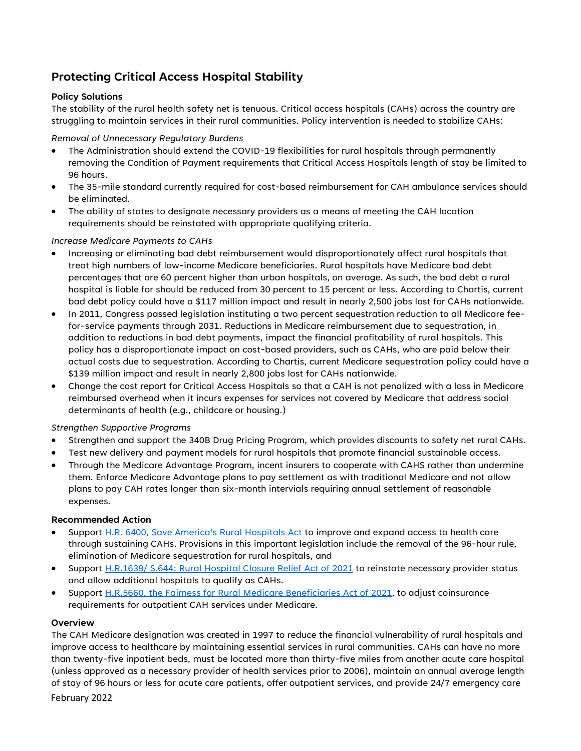# Protecting Critical Access Hospital Stability

## Policy Solutions

The stability of the rural health safety net is tenuous. Critical access hospitals (CAHs) across the country are struggling to maintain services in their rural communities. Policy intervention is needed to stabilize CAHs:

*Removal of Unnecessary Regulatory Burdens*

- The Administration should extend the COVID-19 flexibilities for rural hospitals through permanently removing the Condition of Payment requirements that Critical Access Hospitals length of stay be limited to 96 hours.
- The 35-mile standard currently required for cost-based reimbursement for CAH ambulance services should be eliminated.
- The ability of states to designate necessary providers as a means of meeting the CAH location requirements should be reinstated with appropriate qualifying criteria.

*Increase Medicare Payments to CAHs*

- Increasing or eliminating bad debt reimbursement would disproportionately affect rural hospitals that treat high numbers of low-income Medicare beneficiaries. Rural hospitals have Medicare bad debt percentages that are 60 percent higher than urban hospitals, on average. As such, the bad debt a rural hospital is liable for should be reduced from 30 percent to 15 percent or less. According to Chartis, current bad debt policy could have a $117 million impact and result in nearly 2,500 jobs lost for CAHs nationwide.
- In 2011, Congress passed legislation instituting a two percent sequestration reduction to all Medicare fee-for-service payments through 2031. Reductions in Medicare reimbursement due to sequestration, in addition to reductions in bad debt payments, impact the financial profitability of rural hospitals. This policy has a disproportionate impact on cost-based providers, such as CAHs, who are paid below their actual costs due to sequestration. According to Chartis, current Medicare sequestration policy could have a $139 million impact and result in nearly 2,800 jobs lost for CAHs nationwide.
- Change the cost report for Critical Access Hospitals so that a CAH is not penalized with a loss in Medicare reimbursed overhead when it incurs expenses for services not covered by Medicare that address social determinants of health (e.g., childcare or housing.)

*Strengthen Supportive Programs*

- Strengthen and support the 340B Drug Pricing Program, which provides discounts to safety net rural CAHs.
- Test new delivery and payment models for rural hospitals that promote financial sustainable access.
- Through the Medicare Advantage Program, incent insurers to cooperate with CAHS rather than undermine them. Enforce Medicare Advantage plans to pay settlement as with traditional Medicare and not allow plans to pay CAH rates longer than six-month intervials requiring annual settlement of reasonable expenses.

## Recommended Action

- Support [H.R. 6400, Save America's Rural Hospitals Act]() to improve and expand access to health care through sustaining CAHs. Provisions in this important legislation include the removal of the 96-hour rule, elimination of Medicare sequestration for rural hospitals, and
- Support [H.R.1639/ S.644: Rural Hospital Closure Relief Act of 2021]() to reinstate necessary provider status and allow additional hospitals to qualify as CAHs.
- Support [H.R.5660, the Fairness for Rural Medicare Beneficiaries Act of 2021](), to adjust coinsurance requirements for outpatient CAH services under Medicare.

## Overview

The CAH Medicare designation was created in 1997 to reduce the financial vulnerability of rural hospitals and improve access to healthcare by maintaining essential services in rural communities. CAHs can have no more than twenty-five inpatient beds, must be located more than thirty-five miles from another acute care hospital (unless approved as a necessary provider of health services prior to 2006), maintain an annual average length of stay of 96 hours or less for acute care patients, offer outpatient services, and provide 24/7 emergency care

February 2022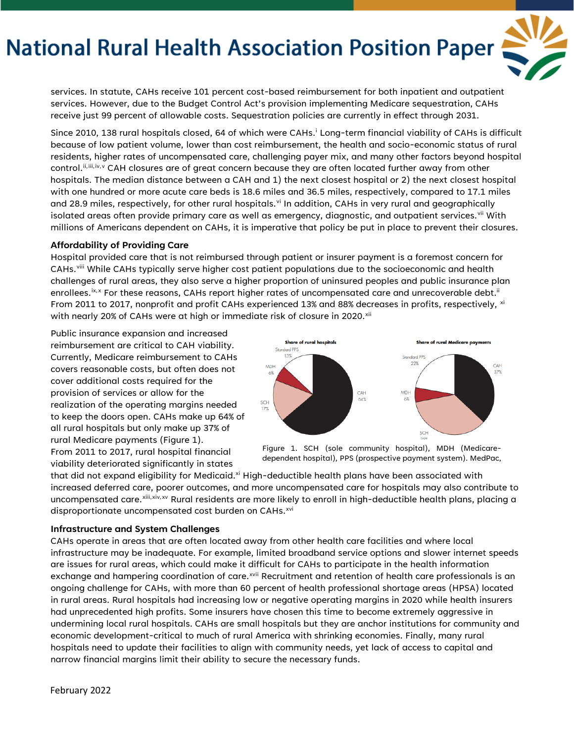services. In statute, CAHs receive 101 percent cost-based reimbursement for both inpatient and outpatient services. However, due to the Budget Control Act's provision implementing Medicare sequestration, CAHs receive just 99 percent of allowable costs. Sequestration policies are currently in effect through 2031.

Since 2010, 138 rural hospitals closed, 64 of which were CAHs.[i] Long-term financial viability of CAHs is difficult because of low patient volume, lower than cost reimbursement, the health and socio-economic status of rural residents, higher rates of uncompensated care, challenging payer mix, and many other factors beyond hospital control.[ii,iii,iv,v] CAH closures are of great concern because they are often located further away from other hospitals. The median distance between a CAH and 1) the next closest hospital or 2) the next closest hospital with one hundred or more acute care beds is 18.6 miles and 36.5 miles, respectively, compared to 17.1 miles and 28.9 miles, respectively, for other rural hospitals.[vi] In addition, CAHs in very rural and geographically isolated areas often provide primary care as well as emergency, diagnostic, and outpatient services.[vii] With millions of Americans dependent on CAHs, it is imperative that policy be put in place to prevent their closures.

### Affordability of Providing Care

Hospital provided care that is not reimbursed through patient or insurer payment is a foremost concern for CAHs.[viii] While CAHs typically serve higher cost patient populations due to the socioeconomic and health challenges of rural areas, they also serve a higher proportion of uninsured peoples and public insurance plan enrollees.[ix,x] For these reasons, CAHs report higher rates of uncompensated care and unrecoverable debt.[ii] From 2011 to 2017, nonprofit and profit CAHs experienced 13% and 88% decreases in profits, respectively, [xi] with nearly 20% of CAHs were at high or immediate risk of closure in 2020.[xii]

Public insurance expansion and increased reimbursement are critical to CAH viability. Currently, Medicare reimbursement to CAHs covers reasonable costs, but often does not cover additional costs required for the provision of services or allow for the realization of the operating margins needed to keep the doors open. CAHs make up 64% of all rural hospitals but only make up 37% of rural Medicare payments (Figure 1). From 2011 to 2017, rural hospital financial viability deteriorated significantly in states that did not expand eligibility for Medicaid.[xi] High-deductible health plans have been associated with increased deferred care, poorer outcomes, and more uncompensated care for hospitals may also contribute to uncompensated care.[xiii,xiv,xv] Rural residents are more likely to enroll in high-deductible health plans, placing a disproportionate uncompensated cost burden on CAHs.[xvi]

Share of rural hospitals: Standard PPS 13%, MDH 6%, SCH 17%, CAH 64%

Share of rural Medicare payments: Standard PPS 22%, MDH 6%, SCH 35%, CAH 37%

Figure 1. SCH (sole community hospital), MDH (Medicare-dependent hospital), PPS (prospective payment system). MedPac,

### Infrastructure and System Challenges

CAHs operate in areas that are often located away from other health care facilities and where local infrastructure may be inadequate. For example, limited broadband service options and slower internet speeds are issues for rural areas, which could make it difficult for CAHs to participate in the health information exchange and hampering coordination of care.[xvii] Recruitment and retention of health care professionals is an ongoing challenge for CAHs, with more than 60 percent of health professional shortage areas (HPSA) located in rural areas. Rural hospitals had increasing low or negative operating margins in 2020 while health insurers had unprecedented high profits. Some insurers have chosen this time to become extremely aggressive in undermining local rural hospitals. CAHs are small hospitals but they are anchor institutions for community and economic development-critical to much of rural America with shrinking economies. Finally, many rural hospitals need to update their facilities to align with community needs, yet lack of access to capital and narrow financial margins limit their ability to secure the necessary funds.

February 2022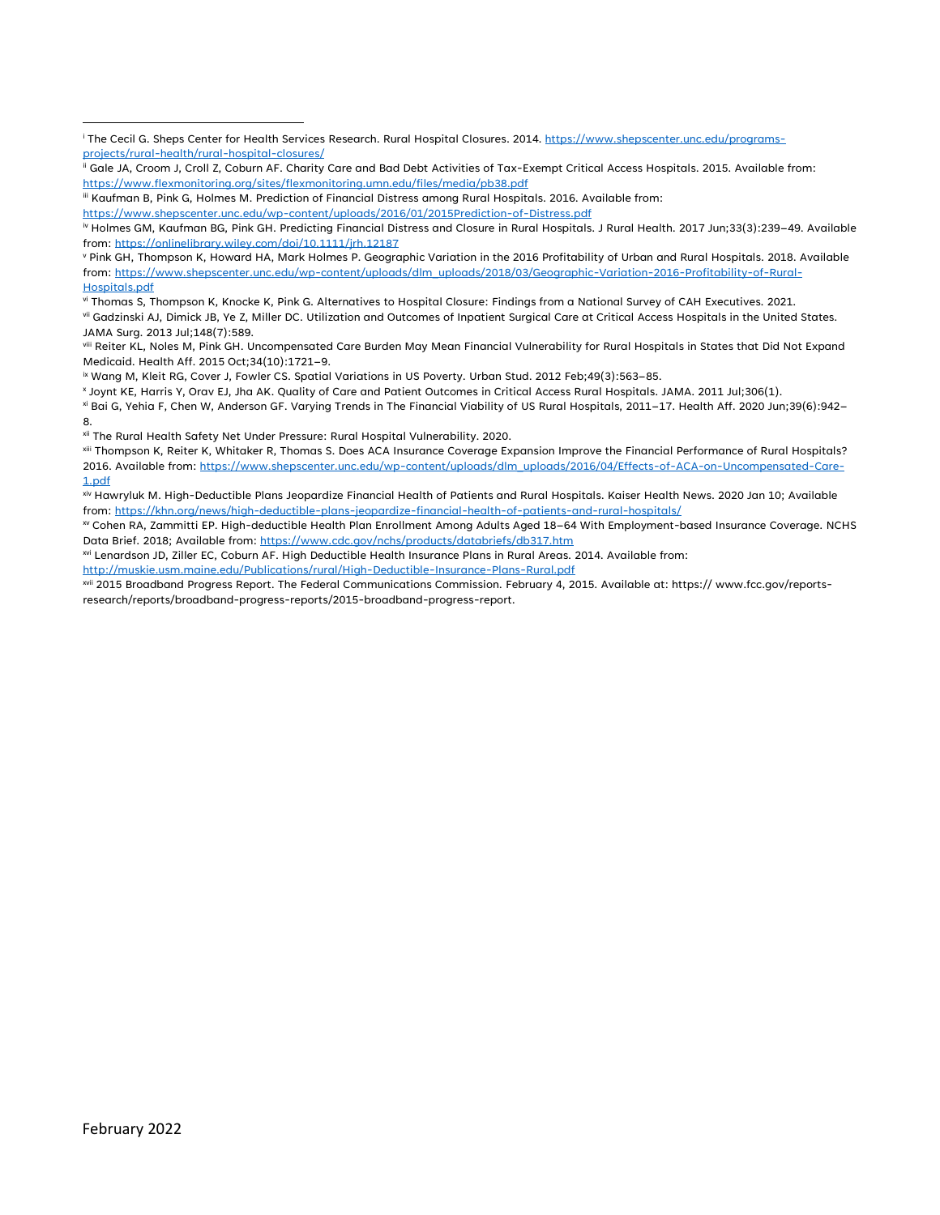[i] The Cecil G. Sheps Center for Health Services Research. Rural Hospital Closures. 2014. https://www.shepscenter.unc.edu/programs-projects/rural-health/rural-hospital-closures/

[ii] Gale JA, Croom J, Croll Z, Coburn AF. Charity Care and Bad Debt Activities of Tax-Exempt Critical Access Hospitals. 2015. Available from: https://www.flexmonitoring.org/sites/flexmonitoring.umn.edu/files/media/pb38.pdf

[iii] Kaufman B, Pink G, Holmes M. Prediction of Financial Distress among Rural Hospitals. 2016. Available from: https://www.shepscenter.unc.edu/wp-content/uploads/2016/01/2015Prediction-of-Distress.pdf

[iv] Holmes GM, Kaufman BG, Pink GH. Predicting Financial Distress and Closure in Rural Hospitals. J Rural Health. 2017 Jun;33(3):239–49. Available from: https://onlinelibrary.wiley.com/doi/10.1111/jrh.12187

[v] Pink GH, Thompson K, Howard HA, Mark Holmes P. Geographic Variation in the 2016 Profitability of Urban and Rural Hospitals. 2018. Available from: https://www.shepscenter.unc.edu/wp-content/uploads/dlm_uploads/2018/03/Geographic-Variation-2016-Profitability-of-Rural-Hospitals.pdf

[vi] Thomas S, Thompson K, Knocke K, Pink G. Alternatives to Hospital Closure: Findings from a National Survey of CAH Executives. 2021.

[vii] Gadzinski AJ, Dimick JB, Ye Z, Miller DC. Utilization and Outcomes of Inpatient Surgical Care at Critical Access Hospitals in the United States. JAMA Surg. 2013 Jul;148(7):589.

[viii] Reiter KL, Noles M, Pink GH. Uncompensated Care Burden May Mean Financial Vulnerability for Rural Hospitals in States that Did Not Expand Medicaid. Health Aff. 2015 Oct;34(10):1721–9.

[ix] Wang M, Kleit RG, Cover J, Fowler CS. Spatial Variations in US Poverty. Urban Stud. 2012 Feb;49(3):563–85.

[x] Joynt KE, Harris Y, Orav EJ, Jha AK. Quality of Care and Patient Outcomes in Critical Access Rural Hospitals. JAMA. 2011 Jul;306(1).

[xi] Bai G, Yehia F, Chen W, Anderson GF. Varying Trends in The Financial Viability of US Rural Hospitals, 2011–17. Health Aff. 2020 Jun;39(6):942–8.

[xii] The Rural Health Safety Net Under Pressure: Rural Hospital Vulnerability. 2020.

[xiii] Thompson K, Reiter K, Whitaker R, Thomas S. Does ACA Insurance Coverage Expansion Improve the Financial Performance of Rural Hospitals? 2016. Available from: https://www.shepscenter.unc.edu/wp-content/uploads/dlm_uploads/2016/04/Effects-of-ACA-on-Uncompensated-Care-1.pdf

[xiv] Hawryluk M. High-Deductible Plans Jeopardize Financial Health of Patients and Rural Hospitals. Kaiser Health News. 2020 Jan 10; Available from: https://khn.org/news/high-deductible-plans-jeopardize-financial-health-of-patients-and-rural-hospitals/

[xv] Cohen RA, Zammitti EP. High-deductible Health Plan Enrollment Among Adults Aged 18–64 With Employment-based Insurance Coverage. NCHS Data Brief. 2018; Available from: https://www.cdc.gov/nchs/products/databriefs/db317.htm

[xvi] Lenardson JD, Ziller EC, Coburn AF. High Deductible Health Insurance Plans in Rural Areas. 2014. Available from: http://muskie.usm.maine.edu/Publications/rural/High-Deductible-Insurance-Plans-Rural.pdf

[xvii] 2015 Broadband Progress Report. The Federal Communications Commission. February 4, 2015. Available at: https:// www.fcc.gov/reports-research/reports/broadband-progress-reports/2015-broadband-progress-report.

February 2022